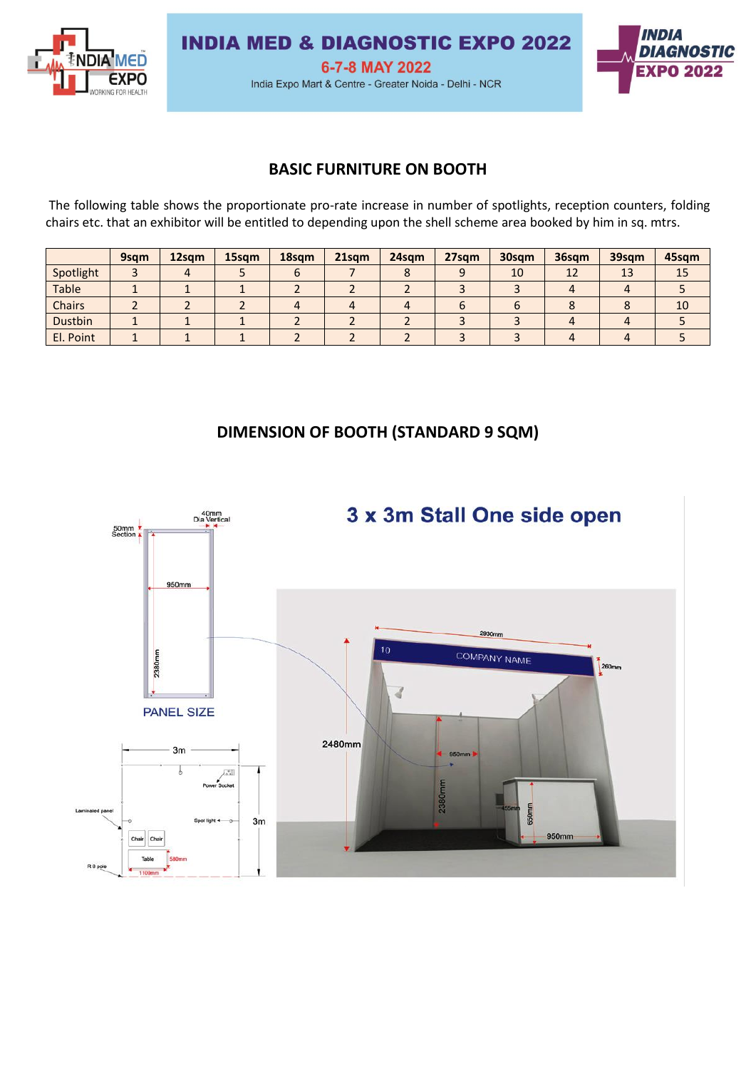# INDIA MED & DIAGNOSTIC EXPO 2022

**6-7-8 MAY 2022**

India Expo Mart & Centre - Greater Noida - Delhi - NCR

## BASIC FURNITURE ON BOOTH

The following table shows the proportionate pro-rate increase in number of spotlights, reception counters, folding chairs etc. that an exhibitor will be entitled to depending upon the shell scheme area booked by him in sq. mtrs.

| | 9sqm | 12sqm | 15sqm | 18sqm | 21sqm | 24sqm | 27sqm | 30sqm | 36sqm | 39sqm | 45sqm |
|---|---|---|---|---|---|---|---|---|---|---|---|
| Spotlight | 3 | 4 | 5 | 6 | 7 | 8 | 9 | 10 | 12 | 13 | 15 |
| Table | 1 | 1 | 1 | 2 | 2 | 2 | 3 | 3 | 4 | 4 | 5 |
| Chairs | 2 | 2 | 2 | 4 | 4 | 4 | 6 | 6 | 8 | 8 | 10 |
| Dustbin | 1 | 1 | 1 | 2 | 2 | 2 | 3 | 3 | 4 | 4 | 5 |
| El. Point | 1 | 1 | 1 | 2 | 2 | 2 | 3 | 3 | 4 | 4 | 5 |

## DIMENSION OF BOOTH (STANDARD 9 SQM)

### 3 x 3m Stall One side open

50mm Section

40mm Dia Vertical

950mm

2380mm

PANEL SIZE

3m

Power Socket

Laminated panel

Spot light

3m

Chair Chair

Table

580mm

1100mm

R 8 pole

2930mm

10 COMPANY NAME

260mm

2480mm

950mm

2380mm

455mm

650mm

950mm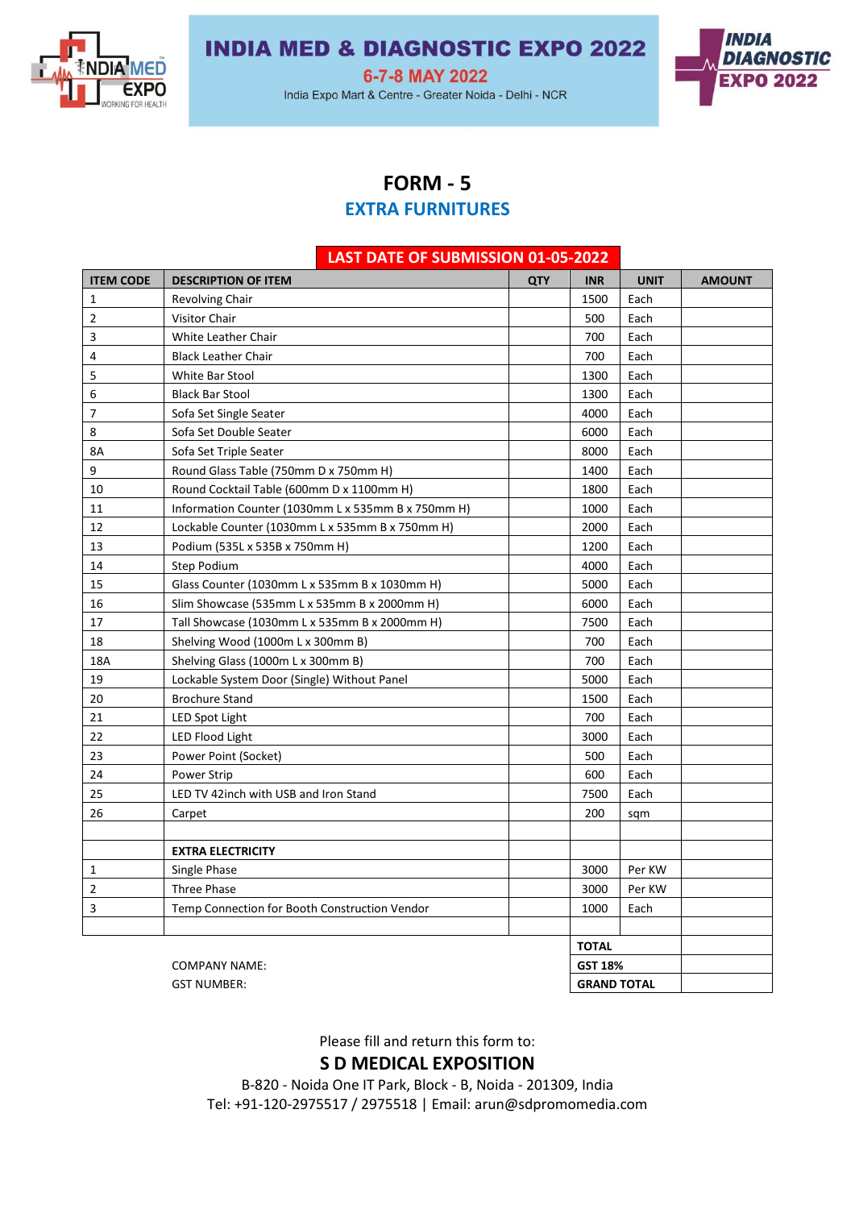# INDIA MED & DIAGNOSTIC EXPO 2022

**6-7-8 MAY 2022**

India Expo Mart & Centre - Greater Noida - Delhi - NCR

## FORM - 5

## EXTRA FURNITURES

**LAST DATE OF SUBMISSION 01-05-2022**

| ITEM CODE | DESCRIPTION OF ITEM | QTY | INR | UNIT | AMOUNT |
|---|---|---|---|---|---|
| 1 | Revolving Chair | | 1500 | Each | |
| 2 | Visitor Chair | | 500 | Each | |
| 3 | White Leather Chair | | 700 | Each | |
| 4 | Black Leather Chair | | 700 | Each | |
| 5 | White Bar Stool | | 1300 | Each | |
| 6 | Black Bar Stool | | 1300 | Each | |
| 7 | Sofa Set Single Seater | | 4000 | Each | |
| 8 | Sofa Set Double Seater | | 6000 | Each | |
| 8A | Sofa Set Triple Seater | | 8000 | Each | |
| 9 | Round Glass Table (750mm D x 750mm H) | | 1400 | Each | |
| 10 | Round Cocktail Table (600mm D x 1100mm H) | | 1800 | Each | |
| 11 | Information Counter (1030mm L x 535mm B x 750mm H) | | 1000 | Each | |
| 12 | Lockable Counter (1030mm L x 535mm B x 750mm H) | | 2000 | Each | |
| 13 | Podium (535L x 535B x 750mm H) | | 1200 | Each | |
| 14 | Step Podium | | 4000 | Each | |
| 15 | Glass Counter (1030mm L x 535mm B x 1030mm H) | | 5000 | Each | |
| 16 | Slim Showcase (535mm L x 535mm B x 2000mm H) | | 6000 | Each | |
| 17 | Tall Showcase (1030mm L x 535mm B x 2000mm H) | | 7500 | Each | |
| 18 | Shelving Wood (1000m L x 300mm B) | | 700 | Each | |
| 18A | Shelving Glass (1000m L x 300mm B) | | 700 | Each | |
| 19 | Lockable System Door (Single) Without Panel | | 5000 | Each | |
| 20 | Brochure Stand | | 1500 | Each | |
| 21 | LED Spot Light | | 700 | Each | |
| 22 | LED Flood Light | | 3000 | Each | |
| 23 | Power Point (Socket) | | 500 | Each | |
| 24 | Power Strip | | 600 | Each | |
| 25 | LED TV 42inch with USB and Iron Stand | | 7500 | Each | |
| 26 | Carpet | | 200 | sqm | |
| | | | | | |
| | **EXTRA ELECTRICITY** | | | | |
| 1 | Single Phase | | 3000 | Per KW | |
| 2 | Three Phase | | 3000 | Per KW | |
| 3 | Temp Connection for Booth Construction Vendor | | 1000 | Each | |
| | | | | | |
| | | | **TOTAL** | | |
| | COMPANY NAME: | | **GST 18%** | | |
| | GST NUMBER: | | **GRAND TOTAL** | | |

Please fill and return this form to:

**S D MEDICAL EXPOSITION**

B-820 - Noida One IT Park, Block - B, Noida - 201309, India

Tel: +91-120-2975517 / 2975518 | Email: arun@sdpromomedia.com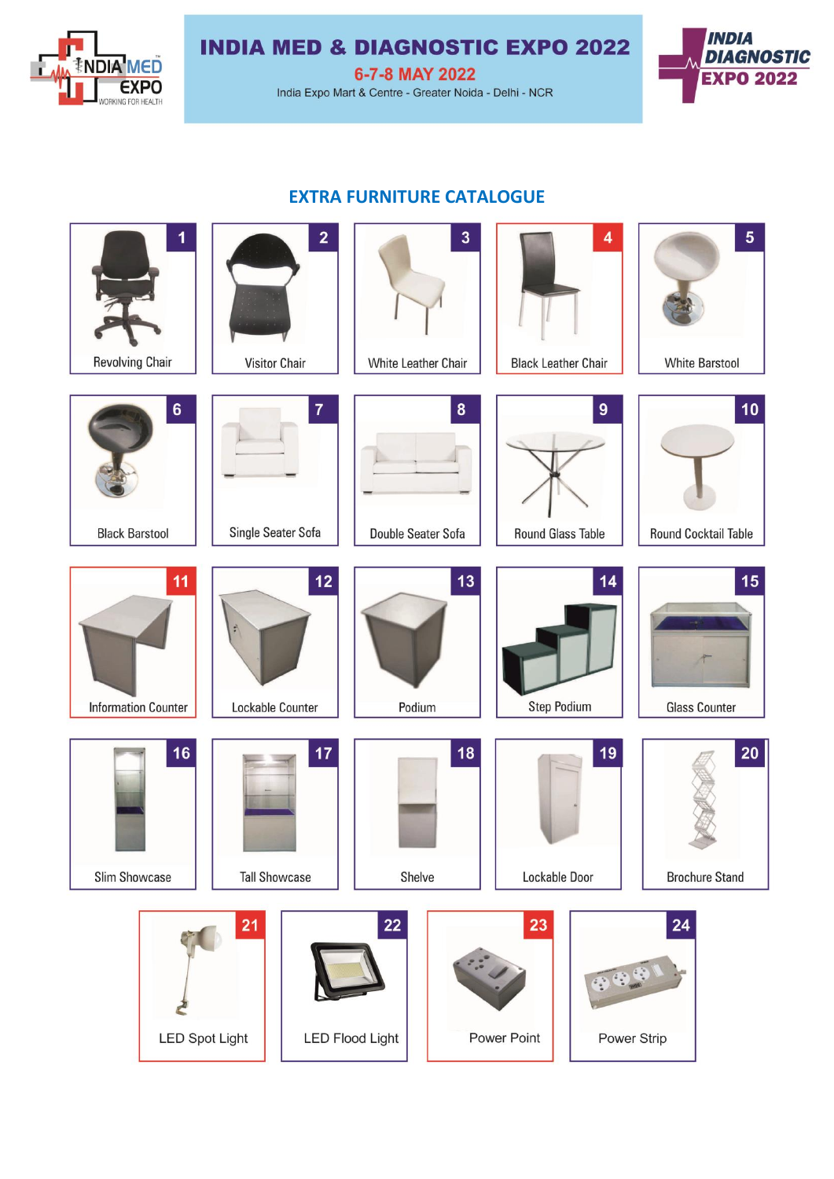# INDIA MED & DIAGNOSTIC EXPO 2022

6-7-8 MAY 2022

India Expo Mart & Centre - Greater Noida - Delhi - NCR

## EXTRA FURNITURE CATALOGUE

1 Revolving Chair

2 Visitor Chair

3 White Leather Chair

4 Black Leather Chair

5 White Barstool

6 Black Barstool

7 Single Seater Sofa

8 Double Seater Sofa

9 Round Glass Table

10 Round Cocktail Table

11 Information Counter

12 Lockable Counter

13 Podium

14 Step Podium

15 Glass Counter

16 Slim Showcase

17 Tall Showcase

18 Shelve

19 Lockable Door

20 Brochure Stand

21 LED Spot Light

22 LED Flood Light

23 Power Point

24 Power Strip